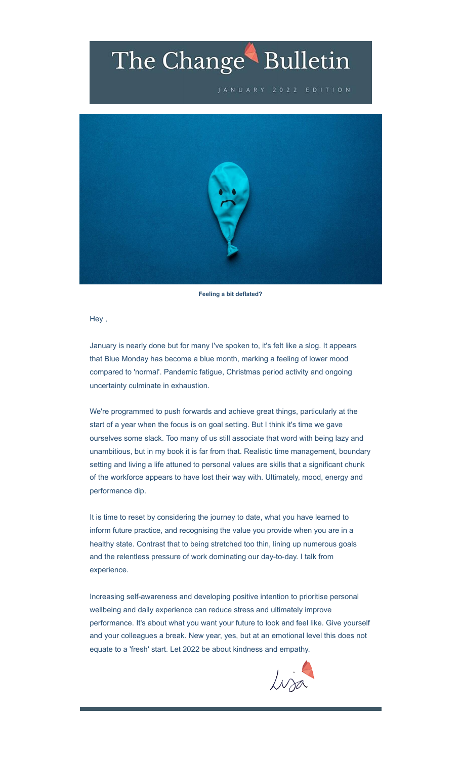# The Change Bulletin

JANUARY 2022 EDITION

**Feeling a bit deflated?**

Hey ,

January is nearly done but for many I've spoken to, it's felt like a slog. It appears that Blue Monday has become a blue month, marking a feeling of lower mood compared to 'normal'. Pandemic fatigue, Christmas period activity and ongoing uncertainty culminate in exhaustion.

We're programmed to push forwards and achieve great things, particularly at the start of a year when the focus is on goal setting. But I think it's time we gave ourselves some slack. Too many of us still associate that word with being lazy and unambitious, but in my book it is far from that. Realistic time management, boundary setting and living a life attuned to personal values are skills that a significant chunk of the workforce appears to have lost their way with. Ultimately, mood, energy and performance dip.

It is time to reset by considering the journey to date, what you have learned to inform future practice, and recognising the value you provide when you are in a healthy state. Contrast that to being stretched too thin, lining up numerous goals and the relentless pressure of work dominating our day-to-day. I talk from experience.

Increasing self-awareness and developing positive intention to prioritise personal wellbeing and daily experience can reduce stress and ultimately improve performance. It's about what you want your future to look and feel like. Give yourself and your colleagues a break. New year, yes, but at an emotional level this does not equate to a 'fresh' start. Let 2022 be about kindness and empathy.

Lisa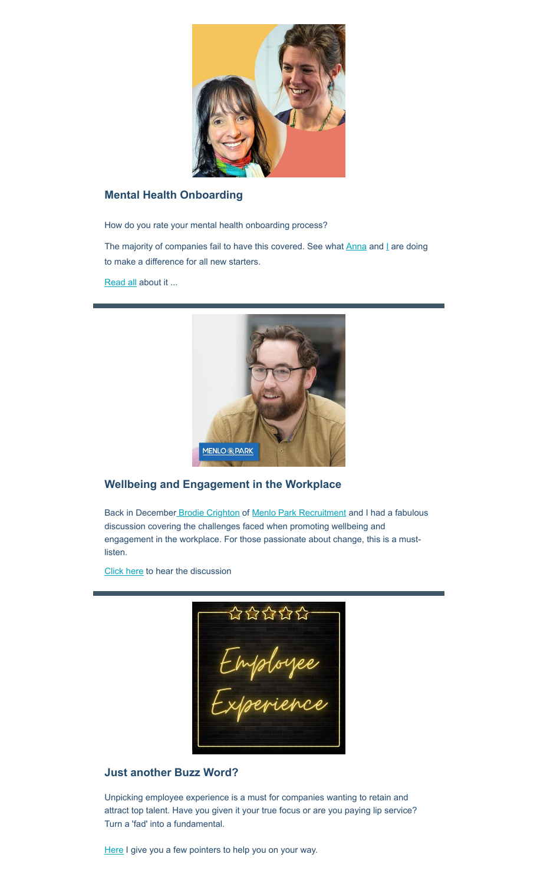### Mental Health Onboarding

How do you rate your mental health onboarding process?

The majority of companies fail to have this covered. See what Anna and I are doing to make a difference for all new starters.

Read all about it ...

### Wellbeing and Engagement in the Workplace

Back in December Brodie Crighton of Menlo Park Recruitment and I had a fabulous discussion covering the challenges faced when promoting wellbeing and engagement in the workplace. For those passionate about change, this is a must-listen.

Click here to hear the discussion

### Just another Buzz Word?

Unpicking employee experience is a must for companies wanting to retain and attract top talent. Have you given it your true focus or are you paying lip service? Turn a 'fad' into a fundamental.

Here I give you a few pointers to help you on your way.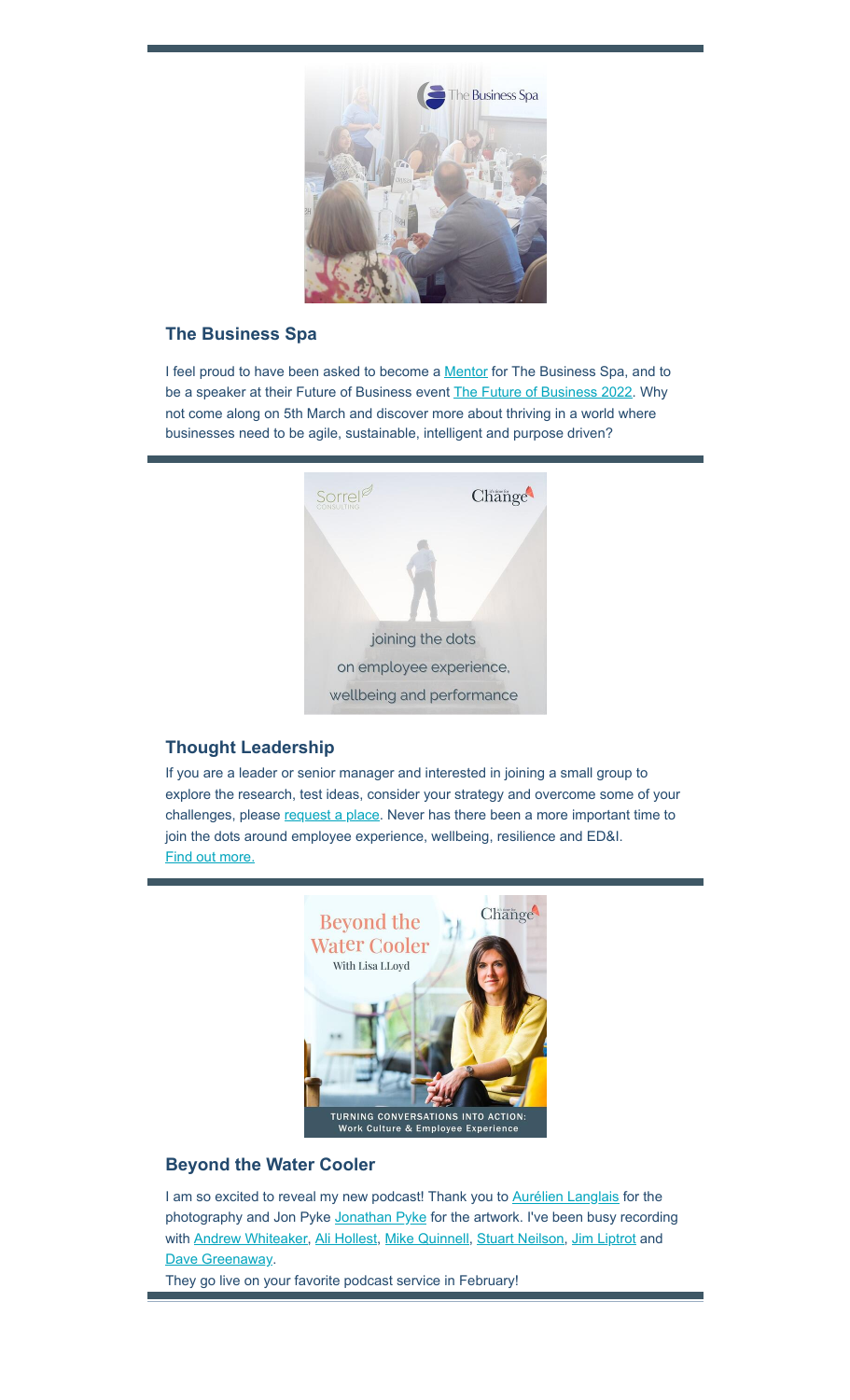## The Business Spa

I feel proud to have been asked to become a Mentor for The Business Spa, and to be a speaker at their Future of Business event The Future of Business 2022. Why not come along on 5th March and discover more about thriving in a world where businesses need to be agile, sustainable, intelligent and purpose driven?

## Thought Leadership

If you are a leader or senior manager and interested in joining a small group to explore the research, test ideas, consider your strategy and overcome some of your challenges, please request a place. Never has there been a more important time to join the dots around employee experience, wellbeing, resilience and ED&I.
Find out more.

## Beyond the Water Cooler

I am so excited to reveal my new podcast! Thank you to Aurélien Langlais for the photography and Jon Pyke Jonathan Pyke for the artwork. I've been busy recording with Andrew Whiteaker, Ali Hollest, Mike Quinnell, Stuart Neilson, Jim Liptrot and Dave Greenaway.
They go live on your favorite podcast service in February!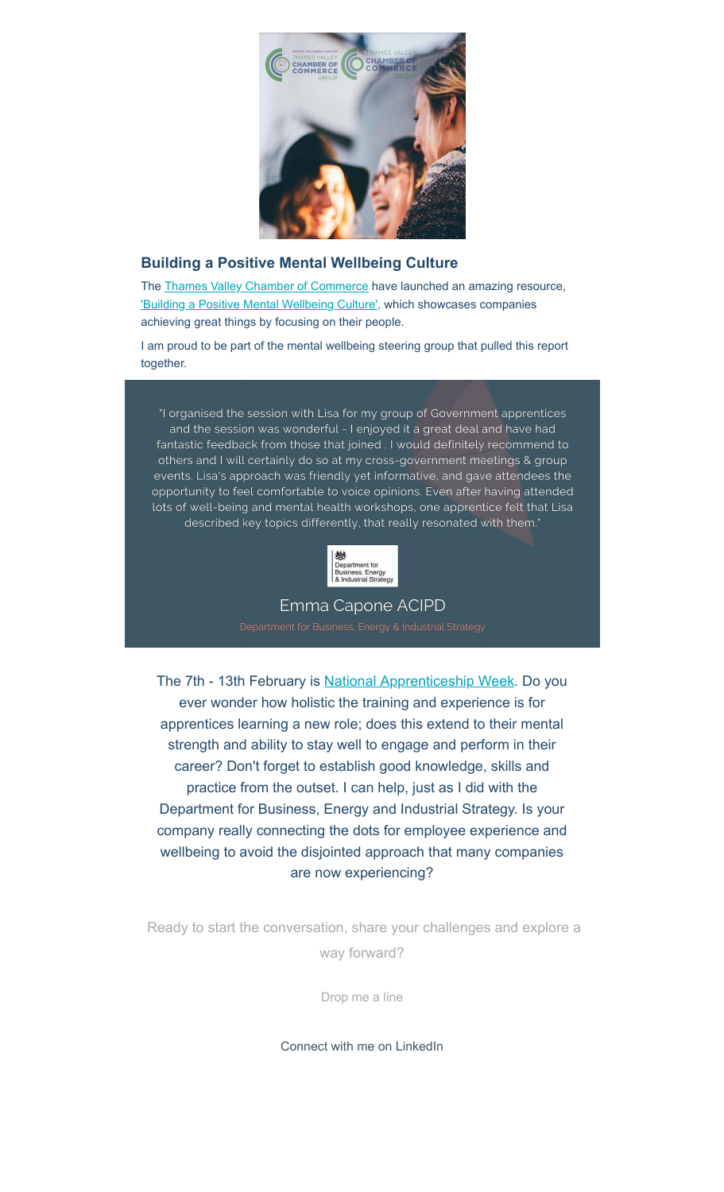## Building a Positive Mental Wellbeing Culture

The Thames Valley Chamber of Commerce have launched an amazing resource, 'Building a Positive Mental Wellbeing Culture', which showcases companies achieving great things by focusing on their people.

I am proud to be part of the mental wellbeing steering group that pulled this report together.

"I organised the session with Lisa for my group of Government apprentices and the session was wonderful - I enjoyed it a great deal and have had fantastic feedback from those that joined . I would definitely recommend to others and I will certainly do so at my cross-government meetings & group events. Lisa's approach was friendly yet informative, and gave attendees the opportunity to feel comfortable to voice opinions. Even after having attended lots of well-being and mental health workshops, one apprentice felt that Lisa described key topics differently, that really resonated with them."

Department for Business, Energy & Industrial Strategy

Emma Capone ACIPD

Department for Business, Energy & Industrial Strategy

The 7th - 13th February is National Apprenticeship Week. Do you ever wonder how holistic the training and experience is for apprentices learning a new role; does this extend to their mental strength and ability to stay well to engage and perform in their career? Don't forget to establish good knowledge, skills and practice from the outset. I can help, just as I did with the Department for Business, Energy and Industrial Strategy. Is your company really connecting the dots for employee experience and wellbeing to avoid the disjointed approach that many companies are now experiencing?

Ready to start the conversation, share your challenges and explore a way forward?

Drop me a line

Connect with me on LinkedIn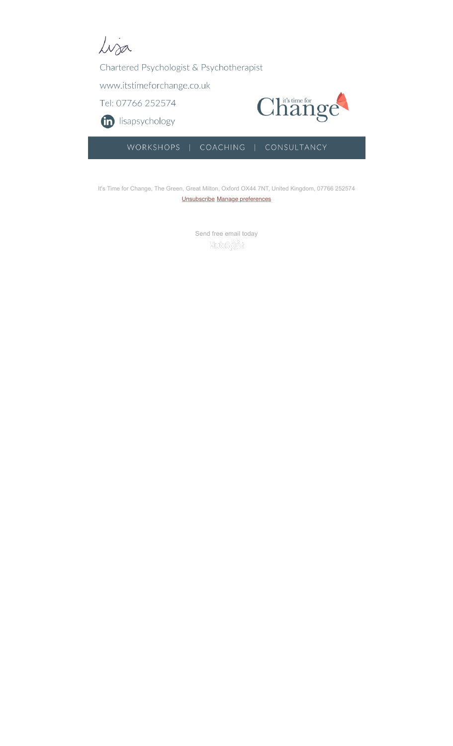Lisa

Chartered Psychologist & Psychotherapist

www.itstimeforchange.co.uk

Tel: 07766 252574

lisapsychology

it's time for Change

WORKSHOPS | COACHING | CONSULTANCY

It's Time for Change, The Green, Great Milton, Oxford OX44 7NT, United Kingdom, 07766 252574

Unsubscribe Manage preferences

Send free email today

HubSpot